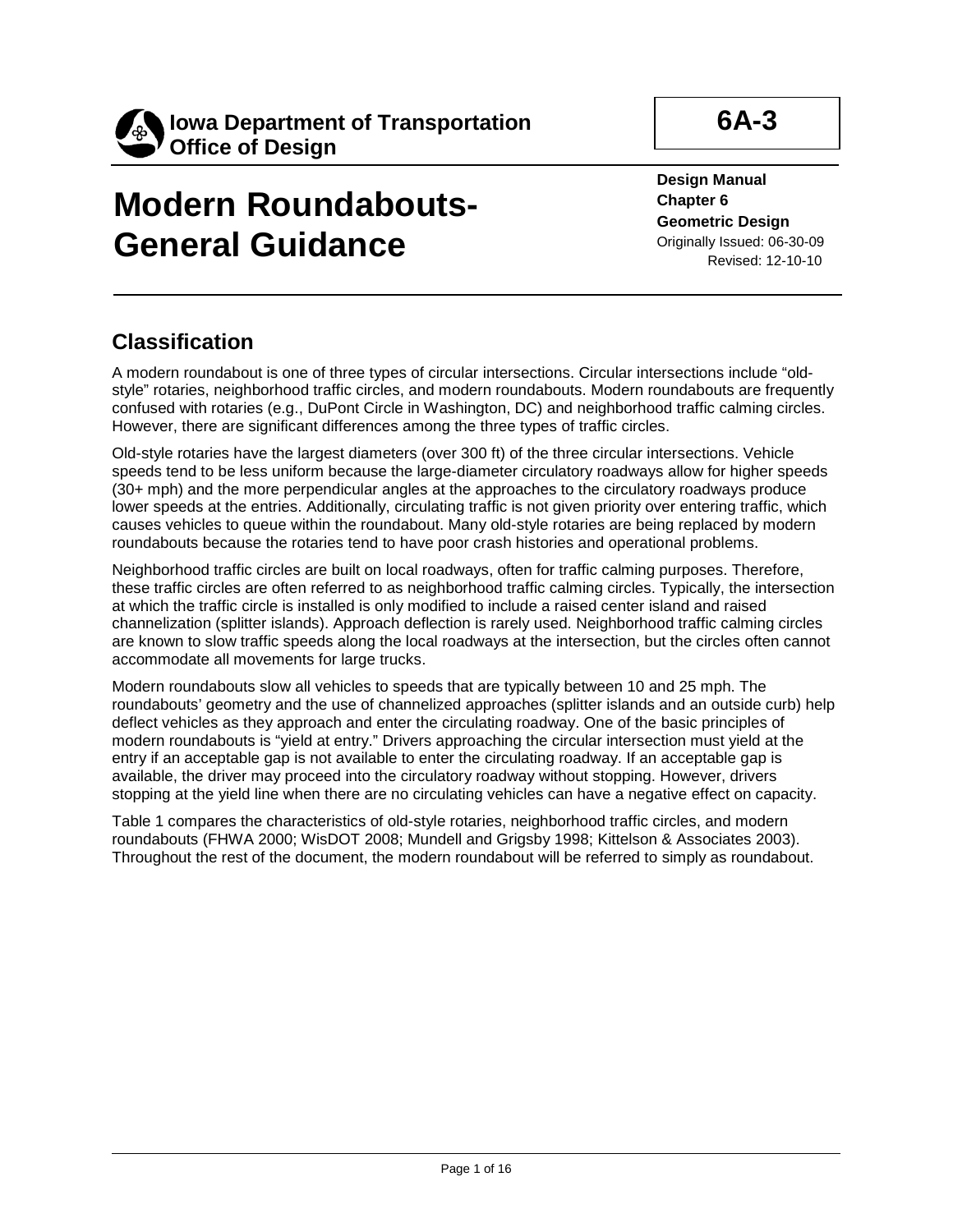**Iowa Department of Transportation**
**Office of Design**

**6A-3**

# Modern Roundabouts-General Guidance

**Design Manual**
**Chapter 6**
**Geometric Design**
Originally Issued: 06-30-09
Revised: 12-10-10

## Classification

A modern roundabout is one of three types of circular intersections. Circular intersections include "old-style" rotaries, neighborhood traffic circles, and modern roundabouts. Modern roundabouts are frequently confused with rotaries (e.g., DuPont Circle in Washington, DC) and neighborhood traffic calming circles. However, there are significant differences among the three types of traffic circles.

Old-style rotaries have the largest diameters (over 300 ft) of the three circular intersections. Vehicle speeds tend to be less uniform because the large-diameter circulatory roadways allow for higher speeds (30+ mph) and the more perpendicular angles at the approaches to the circulatory roadways produce lower speeds at the entries. Additionally, circulating traffic is not given priority over entering traffic, which causes vehicles to queue within the roundabout. Many old-style rotaries are being replaced by modern roundabouts because the rotaries tend to have poor crash histories and operational problems.

Neighborhood traffic circles are built on local roadways, often for traffic calming purposes. Therefore, these traffic circles are often referred to as neighborhood traffic calming circles. Typically, the intersection at which the traffic circle is installed is only modified to include a raised center island and raised channelization (splitter islands). Approach deflection is rarely used. Neighborhood traffic calming circles are known to slow traffic speeds along the local roadways at the intersection, but the circles often cannot accommodate all movements for large trucks.

Modern roundabouts slow all vehicles to speeds that are typically between 10 and 25 mph. The roundabouts' geometry and the use of channelized approaches (splitter islands and an outside curb) help deflect vehicles as they approach and enter the circulating roadway. One of the basic principles of modern roundabouts is "yield at entry." Drivers approaching the circular intersection must yield at the entry if an acceptable gap is not available to enter the circulating roadway. If an acceptable gap is available, the driver may proceed into the circulatory roadway without stopping. However, drivers stopping at the yield line when there are no circulating vehicles can have a negative effect on capacity.

Table 1 compares the characteristics of old-style rotaries, neighborhood traffic circles, and modern roundabouts (FHWA 2000; WisDOT 2008; Mundell and Grigsby 1998; Kittelson & Associates 2003). Throughout the rest of the document, the modern roundabout will be referred to simply as roundabout.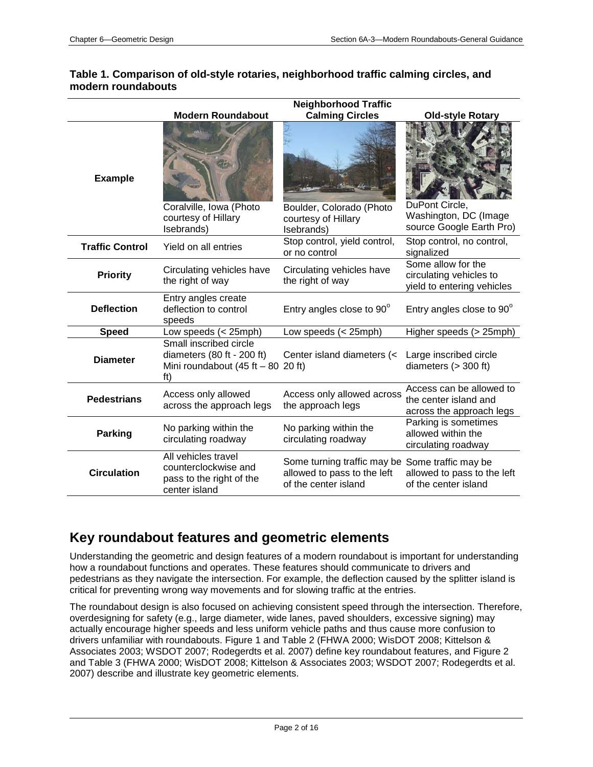**Table 1. Comparison of old-style rotaries, neighborhood traffic calming circles, and modern roundabouts**

| | Modern Roundabout | Neighborhood Traffic Calming Circles | Old-style Rotary |
|---|---|---|---|
| **Example** | Coralville, Iowa (Photo courtesy of Hillary Isebrands) | Boulder, Colorado (Photo courtesy of Hillary Isebrands) | DuPont Circle, Washington, DC (Image source Google Earth Pro) |
| **Traffic Control** | Yield on all entries | Stop control, yield control, or no control | Stop control, no control, signalized |
| **Priority** | Circulating vehicles have the right of way | Circulating vehicles have the right of way | Some allow for the circulating vehicles to yield to entering vehicles |
| **Deflection** | Entry angles create deflection to control speeds | Entry angles close to 90° | Entry angles close to 90° |
| **Speed** | Low speeds (< 25mph) | Low speeds (< 25mph) | Higher speeds (> 25mph) |
| **Diameter** | Small inscribed circle diameters (80 ft - 200 ft) Mini roundabout (45 ft – 80 ft) | Center island diameters (< 20 ft) | Large inscribed circle diameters (> 300 ft) |
| **Pedestrians** | Access only allowed across the approach legs | Access only allowed across the approach legs | Access can be allowed to the center island and across the approach legs |
| **Parking** | No parking within the circulating roadway | No parking within the circulating roadway | Parking is sometimes allowed within the circulating roadway |
| **Circulation** | All vehicles travel counterclockwise and pass to the right of the center island | Some turning traffic may be allowed to pass to the left of the center island | Some traffic may be allowed to pass to the left of the center island |

## Key roundabout features and geometric elements

Understanding the geometric and design features of a modern roundabout is important for understanding how a roundabout functions and operates. These features should communicate to drivers and pedestrians as they navigate the intersection. For example, the deflection caused by the splitter island is critical for preventing wrong way movements and for slowing traffic at the entries.

The roundabout design is also focused on achieving consistent speed through the intersection. Therefore, overdesigning for safety (e.g., large diameter, wide lanes, paved shoulders, excessive signing) may actually encourage higher speeds and less uniform vehicle paths and thus cause more confusion to drivers unfamiliar with roundabouts. Figure 1 and Table 2 (FHWA 2000; WisDOT 2008; Kittelson & Associates 2003; WSDOT 2007; Rodegerdts et al. 2007) define key roundabout features, and Figure 2 and Table 3 (FHWA 2000; WisDOT 2008; Kittelson & Associates 2003; WSDOT 2007; Rodegerdts et al. 2007) describe and illustrate key geometric elements.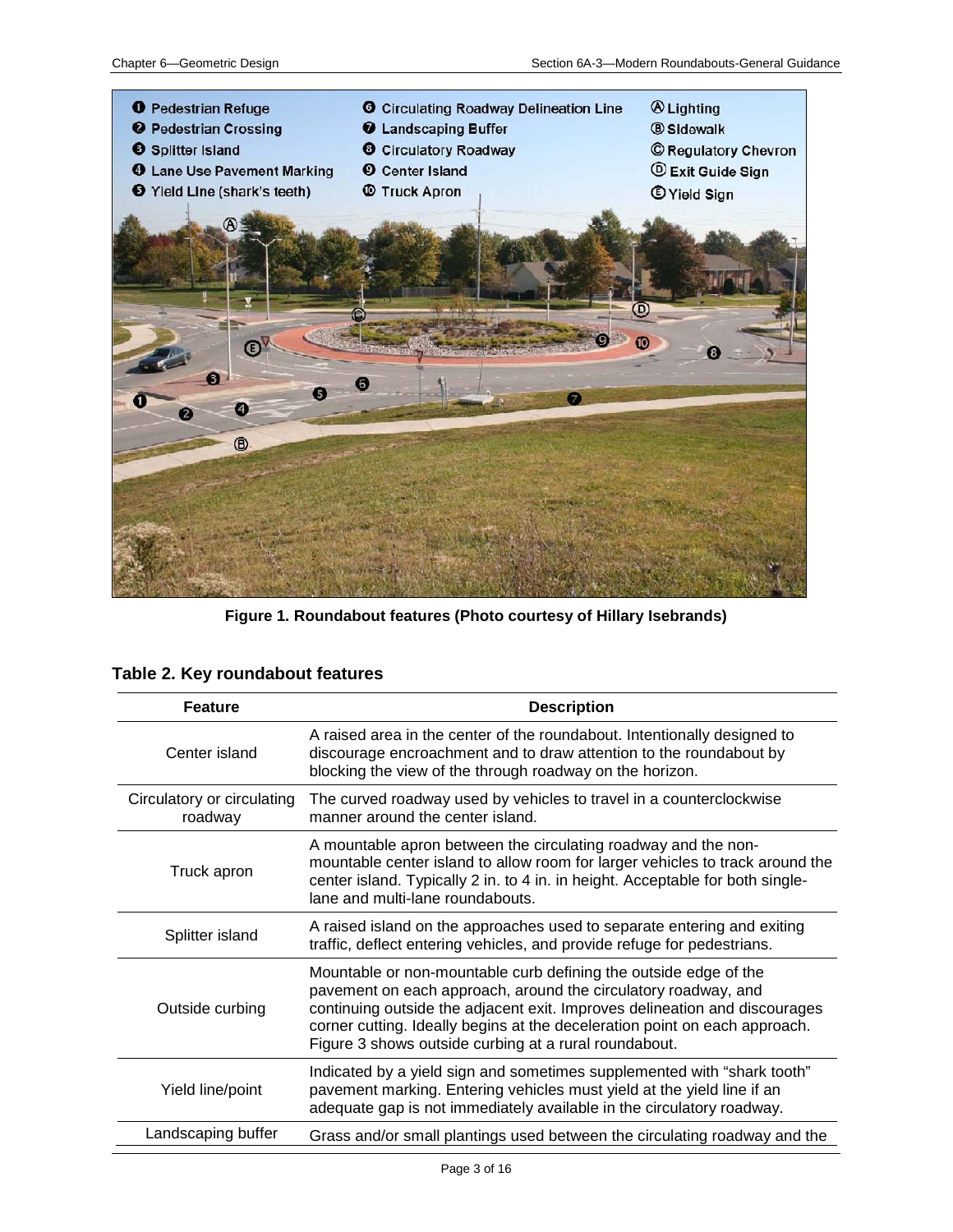Figure 1. Roundabout features (Photo courtesy of Hillary Isebrands)

## Table 2. Key roundabout features

| Feature | Description |
|---|---|
| Center island | A raised area in the center of the roundabout. Intentionally designed to discourage encroachment and to draw attention to the roundabout by blocking the view of the through roadway on the horizon. |
| Circulatory or circulating roadway | The curved roadway used by vehicles to travel in a counterclockwise manner around the center island. |
| Truck apron | A mountable apron between the circulating roadway and the non-mountable center island to allow room for larger vehicles to track around the center island. Typically 2 in. to 4 in. in height. Acceptable for both single-lane and multi-lane roundabouts. |
| Splitter island | A raised island on the approaches used to separate entering and exiting traffic, deflect entering vehicles, and provide refuge for pedestrians. |
| Outside curbing | Mountable or non-mountable curb defining the outside edge of the pavement on each approach, around the circulatory roadway, and continuing outside the adjacent exit. Improves delineation and discourages corner cutting. Ideally begins at the deceleration point on each approach. Figure 3 shows outside curbing at a rural roundabout. |
| Yield line/point | Indicated by a yield sign and sometimes supplemented with "shark tooth" pavement marking. Entering vehicles must yield at the yield line if an adequate gap is not immediately available in the circulatory roadway. |
| Landscaping buffer | Grass and/or small plantings used between the circulating roadway and the |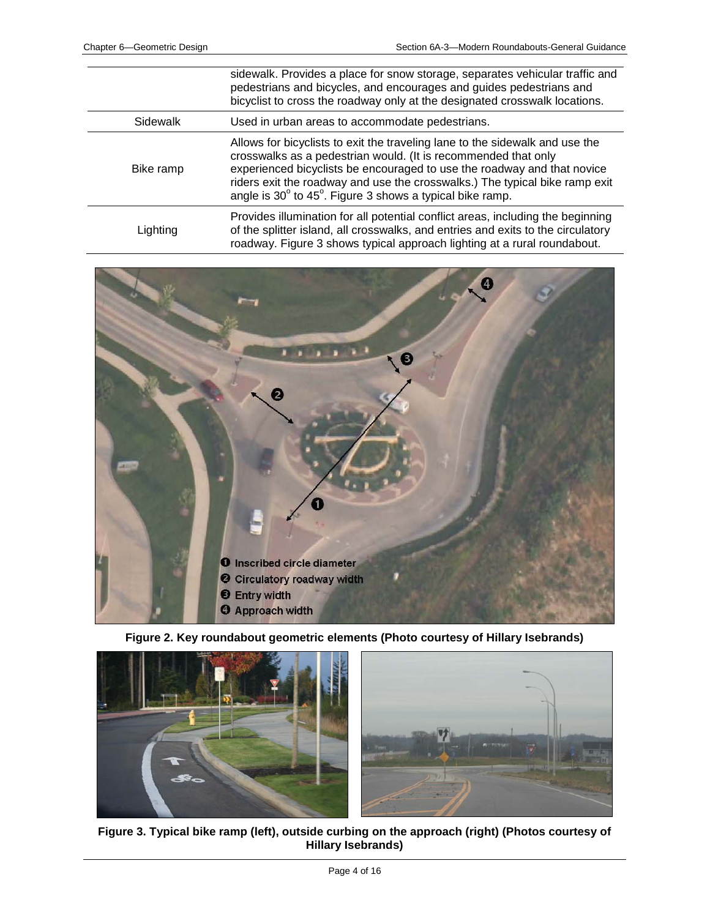| | |
|---|---|
| | sidewalk. Provides a place for snow storage, separates vehicular traffic and pedestrians and bicycles, and encourages and guides pedestrians and bicyclist to cross the roadway only at the designated crosswalk locations. |
| Sidewalk | Used in urban areas to accommodate pedestrians. |
| Bike ramp | Allows for bicyclists to exit the traveling lane to the sidewalk and use the crosswalks as a pedestrian would. (It is recommended that only experienced bicyclists be encouraged to use the roadway and that novice riders exit the roadway and use the crosswalks.) The typical bike ramp exit angle is 30° to 45°. Figure 3 shows a typical bike ramp. |
| Lighting | Provides illumination for all potential conflict areas, including the beginning of the splitter island, all crosswalks, and entries and exits to the circulatory roadway. Figure 3 shows typical approach lighting at a rural roundabout. |

❶ Inscribed circle diameter
❷ Circulatory roadway width
❸ Entry width
❹ Approach width

**Figure 2. Key roundabout geometric elements (Photo courtesy of Hillary Isebrands)**

**Figure 3. Typical bike ramp (left), outside curbing on the approach (right) (Photos courtesy of Hillary Isebrands)**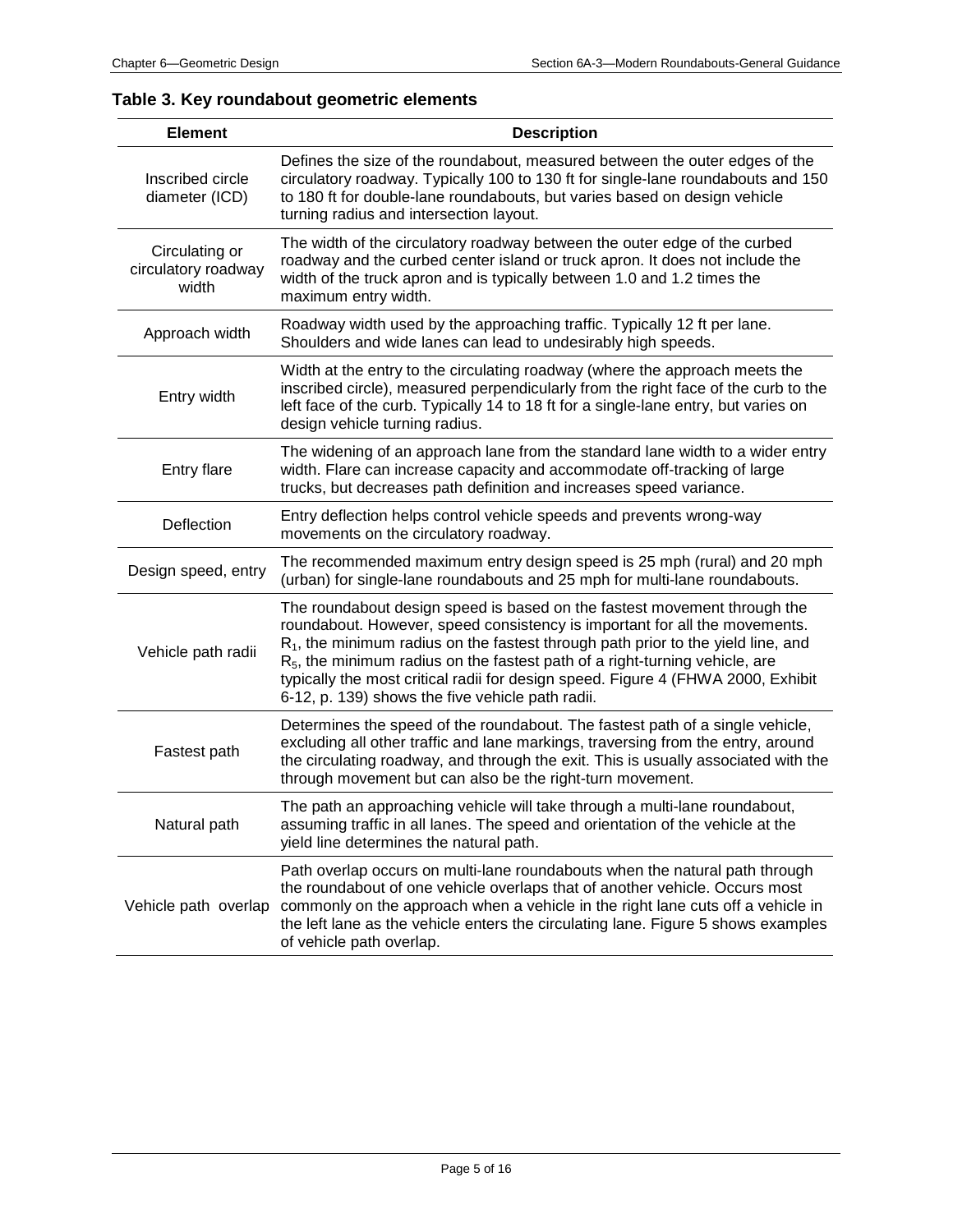**Table 3. Key roundabout geometric elements**

| Element | Description |
|---|---|
| Inscribed circle diameter (ICD) | Defines the size of the roundabout, measured between the outer edges of the circulatory roadway. Typically 100 to 130 ft for single-lane roundabouts and 150 to 180 ft for double-lane roundabouts, but varies based on design vehicle turning radius and intersection layout. |
| Circulating or circulatory roadway width | The width of the circulatory roadway between the outer edge of the curbed roadway and the curbed center island or truck apron. It does not include the width of the truck apron and is typically between 1.0 and 1.2 times the maximum entry width. |
| Approach width | Roadway width used by the approaching traffic. Typically 12 ft per lane. Shoulders and wide lanes can lead to undesirably high speeds. |
| Entry width | Width at the entry to the circulating roadway (where the approach meets the inscribed circle), measured perpendicularly from the right face of the curb to the left face of the curb. Typically 14 to 18 ft for a single-lane entry, but varies on design vehicle turning radius. |
| Entry flare | The widening of an approach lane from the standard lane width to a wider entry width. Flare can increase capacity and accommodate off-tracking of large trucks, but decreases path definition and increases speed variance. |
| Deflection | Entry deflection helps control vehicle speeds and prevents wrong-way movements on the circulatory roadway. |
| Design speed, entry | The recommended maximum entry design speed is 25 mph (rural) and 20 mph (urban) for single-lane roundabouts and 25 mph for multi-lane roundabouts. |
| Vehicle path radii | The roundabout design speed is based on the fastest movement through the roundabout. However, speed consistency is important for all the movements. $R_1$, the minimum radius on the fastest through path prior to the yield line, and $R_5$, the minimum radius on the fastest path of a right-turning vehicle, are typically the most critical radii for design speed. Figure 4 (FHWA 2000, Exhibit 6-12, p. 139) shows the five vehicle path radii. |
| Fastest path | Determines the speed of the roundabout. The fastest path of a single vehicle, excluding all other traffic and lane markings, traversing from the entry, around the circulating roadway, and through the exit. This is usually associated with the through movement but can also be the right-turn movement. |
| Natural path | The path an approaching vehicle will take through a multi-lane roundabout, assuming traffic in all lanes. The speed and orientation of the vehicle at the yield line determines the natural path. |
| Vehicle path overlap | Path overlap occurs on multi-lane roundabouts when the natural path through the roundabout of one vehicle overlaps that of another vehicle. Occurs most commonly on the approach when a vehicle in the right lane cuts off a vehicle in the left lane as the vehicle enters the circulating lane. Figure 5 shows examples of vehicle path overlap. |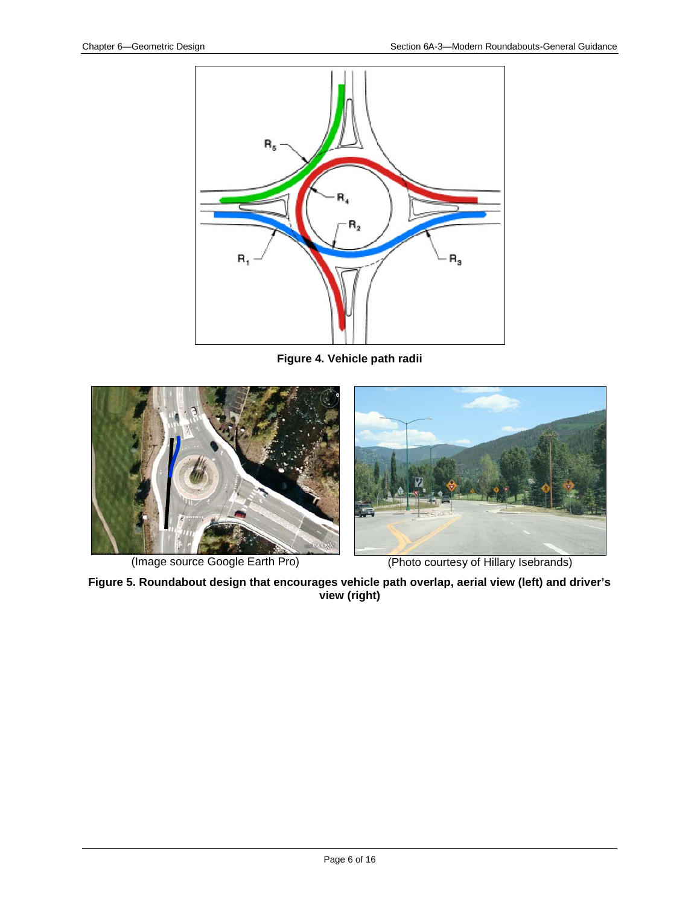**Figure 4. Vehicle path radii**

(Image source Google Earth Pro)

(Photo courtesy of Hillary Isebrands)

**Figure 5. Roundabout design that encourages vehicle path overlap, aerial view (left) and driver's view (right)**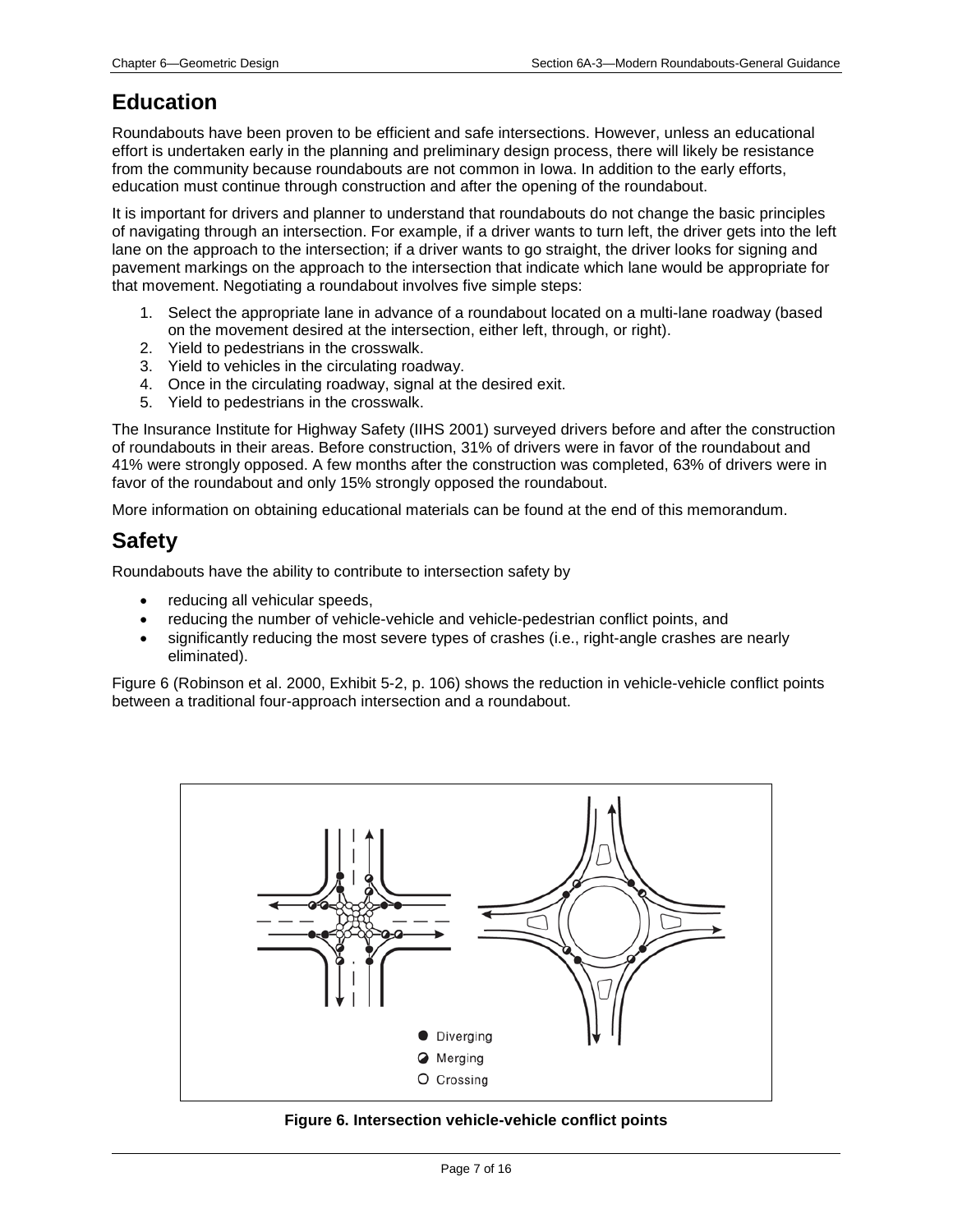## Education

Roundabouts have been proven to be efficient and safe intersections. However, unless an educational effort is undertaken early in the planning and preliminary design process, there will likely be resistance from the community because roundabouts are not common in Iowa. In addition to the early efforts, education must continue through construction and after the opening of the roundabout.

It is important for drivers and planner to understand that roundabouts do not change the basic principles of navigating through an intersection. For example, if a driver wants to turn left, the driver gets into the left lane on the approach to the intersection; if a driver wants to go straight, the driver looks for signing and pavement markings on the approach to the intersection that indicate which lane would be appropriate for that movement. Negotiating a roundabout involves five simple steps:

1. Select the appropriate lane in advance of a roundabout located on a multi-lane roadway (based on the movement desired at the intersection, either left, through, or right).
2. Yield to pedestrians in the crosswalk.
3. Yield to vehicles in the circulating roadway.
4. Once in the circulating roadway, signal at the desired exit.
5. Yield to pedestrians in the crosswalk.

The Insurance Institute for Highway Safety (IIHS 2001) surveyed drivers before and after the construction of roundabouts in their areas. Before construction, 31% of drivers were in favor of the roundabout and 41% were strongly opposed. A few months after the construction was completed, 63% of drivers were in favor of the roundabout and only 15% strongly opposed the roundabout.

More information on obtaining educational materials can be found at the end of this memorandum.

## Safety

Roundabouts have the ability to contribute to intersection safety by

- reducing all vehicular speeds,
- reducing the number of vehicle-vehicle and vehicle-pedestrian conflict points, and
- significantly reducing the most severe types of crashes (i.e., right-angle crashes are nearly eliminated).

Figure 6 (Robinson et al. 2000, Exhibit 5-2, p. 106) shows the reduction in vehicle-vehicle conflict points between a traditional four-approach intersection and a roundabout.

**Figure 6. Intersection vehicle-vehicle conflict points**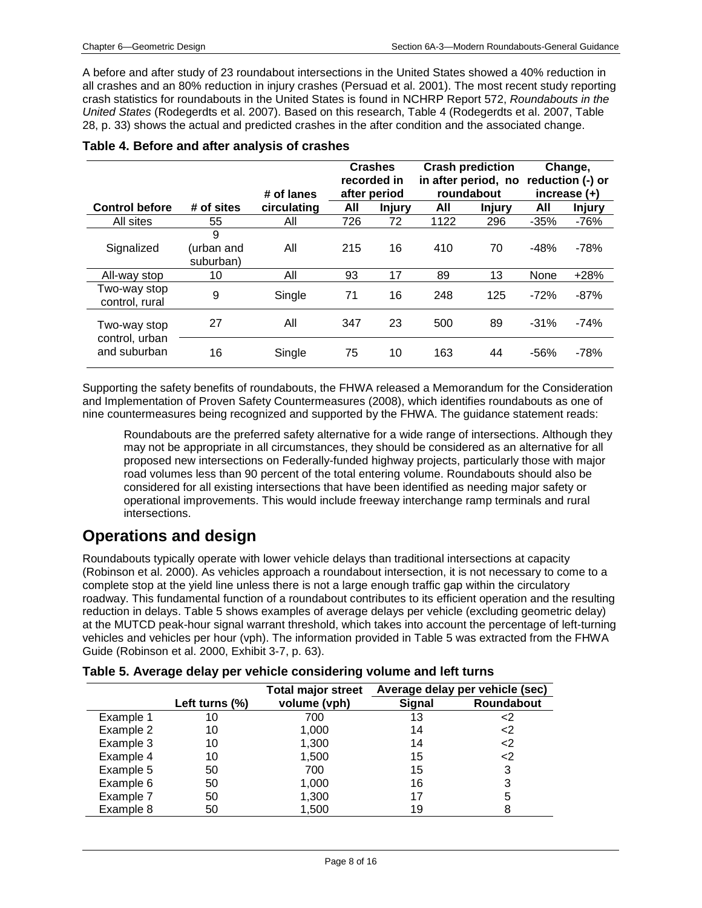A before and after study of 23 roundabout intersections in the United States showed a 40% reduction in all crashes and an 80% reduction in injury crashes (Persuad et al. 2001). The most recent study reporting crash statistics for roundabouts in the United States is found in NCHRP Report 572, *Roundabouts in the United States* (Rodegerdts et al. 2007). Based on this research, Table 4 (Rodegerdts et al. 2007, Table 28, p. 33) shows the actual and predicted crashes in the after condition and the associated change.

**Table 4. Before and after analysis of crashes**

| Control before | # of sites | # of lanes circulating | Crashes recorded in after period | | Crash prediction in after period, no roundabout | | Change, reduction (-) or increase (+) | |
|---|---|---|---|---|---|---|---|---|
| | | | All | Injury | All | Injury | All | Injury |
| All sites | 55 | All | 726 | 72 | 1122 | 296 | -35% | -76% |
| Signalized | 9 (urban and suburban) | All | 215 | 16 | 410 | 70 | -48% | -78% |
| All-way stop | 10 | All | 93 | 17 | 89 | 13 | None | +28% |
| Two-way stop control, rural | 9 | Single | 71 | 16 | 248 | 125 | -72% | -87% |
| Two-way stop control, urban and suburban | 27 | All | 347 | 23 | 500 | 89 | -31% | -74% |
| | 16 | Single | 75 | 10 | 163 | 44 | -56% | -78% |

Supporting the safety benefits of roundabouts, the FHWA released a Memorandum for the Consideration and Implementation of Proven Safety Countermeasures (2008), which identifies roundabouts as one of nine countermeasures being recognized and supported by the FHWA. The guidance statement reads:

> Roundabouts are the preferred safety alternative for a wide range of intersections. Although they may not be appropriate in all circumstances, they should be considered as an alternative for all proposed new intersections on Federally-funded highway projects, particularly those with major road volumes less than 90 percent of the total entering volume. Roundabouts should also be considered for all existing intersections that have been identified as needing major safety or operational improvements. This would include freeway interchange ramp terminals and rural intersections.

## Operations and design

Roundabouts typically operate with lower vehicle delays than traditional intersections at capacity (Robinson et al. 2000). As vehicles approach a roundabout intersection, it is not necessary to come to a complete stop at the yield line unless there is not a large enough traffic gap within the circulatory roadway. This fundamental function of a roundabout contributes to its efficient operation and the resulting reduction in delays. Table 5 shows examples of average delays per vehicle (excluding geometric delay) at the MUTCD peak-hour signal warrant threshold, which takes into account the percentage of left-turning vehicles and vehicles per hour (vph). The information provided in Table 5 was extracted from the FHWA Guide (Robinson et al. 2000, Exhibit 3-7, p. 63).

**Table 5. Average delay per vehicle considering volume and left turns**

| | Left turns (%) | Total major street volume (vph) | Average delay per vehicle (sec) | |
|---|---|---|---|---|
| | | | Signal | Roundabout |
| Example 1 | 10 | 700 | 13 | <2 |
| Example 2 | 10 | 1,000 | 14 | <2 |
| Example 3 | 10 | 1,300 | 14 | <2 |
| Example 4 | 10 | 1,500 | 15 | <2 |
| Example 5 | 50 | 700 | 15 | 3 |
| Example 6 | 50 | 1,000 | 16 | 3 |
| Example 7 | 50 | 1,300 | 17 | 5 |
| Example 8 | 50 | 1,500 | 19 | 8 |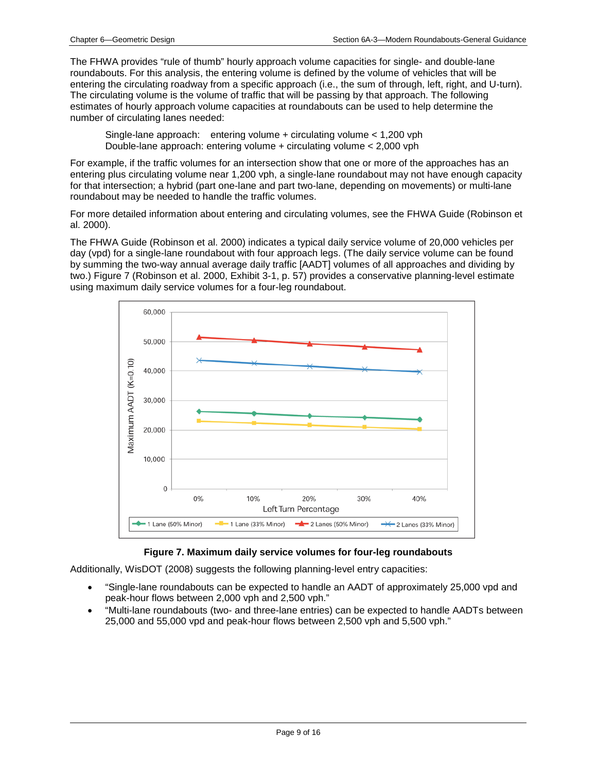The FHWA provides "rule of thumb" hourly approach volume capacities for single- and double-lane roundabouts. For this analysis, the entering volume is defined by the volume of vehicles that will be entering the circulating roadway from a specific approach (i.e., the sum of through, left, right, and U-turn). The circulating volume is the volume of traffic that will be passing by that approach. The following estimates of hourly approach volume capacities at roundabouts can be used to help determine the number of circulating lanes needed:

> Single-lane approach: entering volume + circulating volume < 1,200 vph
> Double-lane approach: entering volume + circulating volume < 2,000 vph

For example, if the traffic volumes for an intersection show that one or more of the approaches has an entering plus circulating volume near 1,200 vph, a single-lane roundabout may not have enough capacity for that intersection; a hybrid (part one-lane and part two-lane, depending on movements) or multi-lane roundabout may be needed to handle the traffic volumes.

For more detailed information about entering and circulating volumes, see the FHWA Guide (Robinson et al. 2000).

The FHWA Guide (Robinson et al. 2000) indicates a typical daily service volume of 20,000 vehicles per day (vpd) for a single-lane roundabout with four approach legs. (The daily service volume can be found by summing the two-way annual average daily traffic [AADT] volumes of all approaches and dividing by two.) Figure 7 (Robinson et al. 2000, Exhibit 3-1, p. 57) provides a conservative planning-level estimate using maximum daily service volumes for a four-leg roundabout.

**Figure 7. Maximum daily service volumes for four-leg roundabouts**

Additionally, WisDOT (2008) suggests the following planning-level entry capacities:

- "Single-lane roundabouts can be expected to handle an AADT of approximately 25,000 vpd and peak-hour flows between 2,000 vph and 2,500 vph."
- "Multi-lane roundabouts (two- and three-lane entries) can be expected to handle AADTs between 25,000 and 55,000 vpd and peak-hour flows between 2,500 vph and 5,500 vph."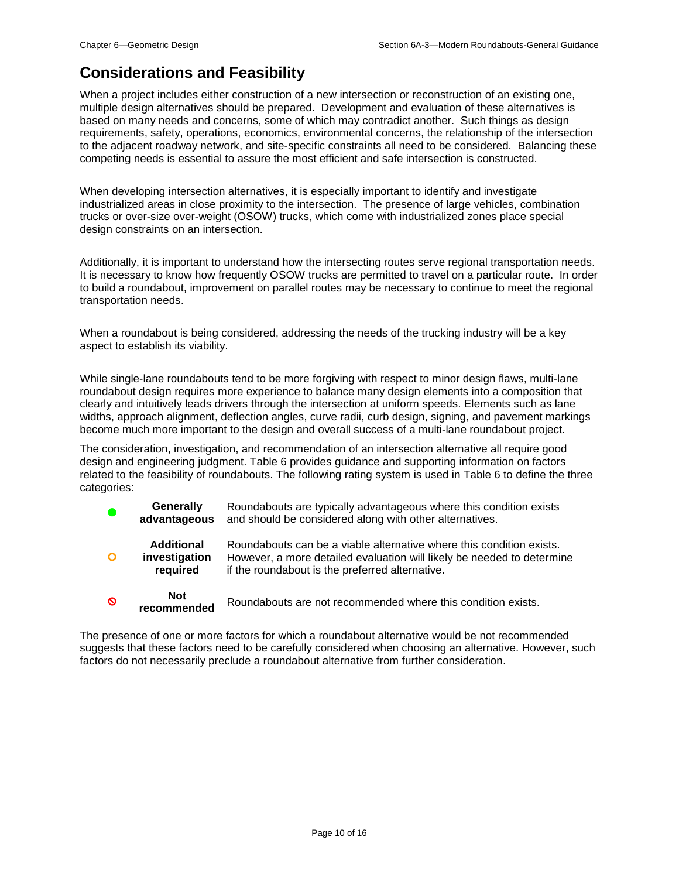# Considerations and Feasibility

When a project includes either construction of a new intersection or reconstruction of an existing one, multiple design alternatives should be prepared. Development and evaluation of these alternatives is based on many needs and concerns, some of which may contradict another. Such things as design requirements, safety, operations, economics, environmental concerns, the relationship of the intersection to the adjacent roadway network, and site-specific constraints all need to be considered. Balancing these competing needs is essential to assure the most efficient and safe intersection is constructed.

When developing intersection alternatives, it is especially important to identify and investigate industrialized areas in close proximity to the intersection. The presence of large vehicles, combination trucks or over-size over-weight (OSOW) trucks, which come with industrialized zones place special design constraints on an intersection.

Additionally, it is important to understand how the intersecting routes serve regional transportation needs. It is necessary to know how frequently OSOW trucks are permitted to travel on a particular route. In order to build a roundabout, improvement on parallel routes may be necessary to continue to meet the regional transportation needs.

When a roundabout is being considered, addressing the needs of the trucking industry will be a key aspect to establish its viability.

While single-lane roundabouts tend to be more forgiving with respect to minor design flaws, multi-lane roundabout design requires more experience to balance many design elements into a composition that clearly and intuitively leads drivers through the intersection at uniform speeds. Elements such as lane widths, approach alignment, deflection angles, curve radii, curb design, signing, and pavement markings become much more important to the design and overall success of a multi-lane roundabout project.

The consideration, investigation, and recommendation of an intersection alternative all require good design and engineering judgment. Table 6 provides guidance and supporting information on factors related to the feasibility of roundabouts. The following rating system is used in Table 6 to define the three categories:

| Symbol | Category | Description |
|---|---|---|
| ● | **Generally advantageous** | Roundabouts are typically advantageous where this condition exists and should be considered along with other alternatives. |
| ○ | **Additional investigation required** | Roundabouts can be a viable alternative where this condition exists. However, a more detailed evaluation will likely be needed to determine if the roundabout is the preferred alternative. |
| ⊘ | **Not recommended** | Roundabouts are not recommended where this condition exists. |

The presence of one or more factors for which a roundabout alternative would be not recommended suggests that these factors need to be carefully considered when choosing an alternative. However, such factors do not necessarily preclude a roundabout alternative from further consideration.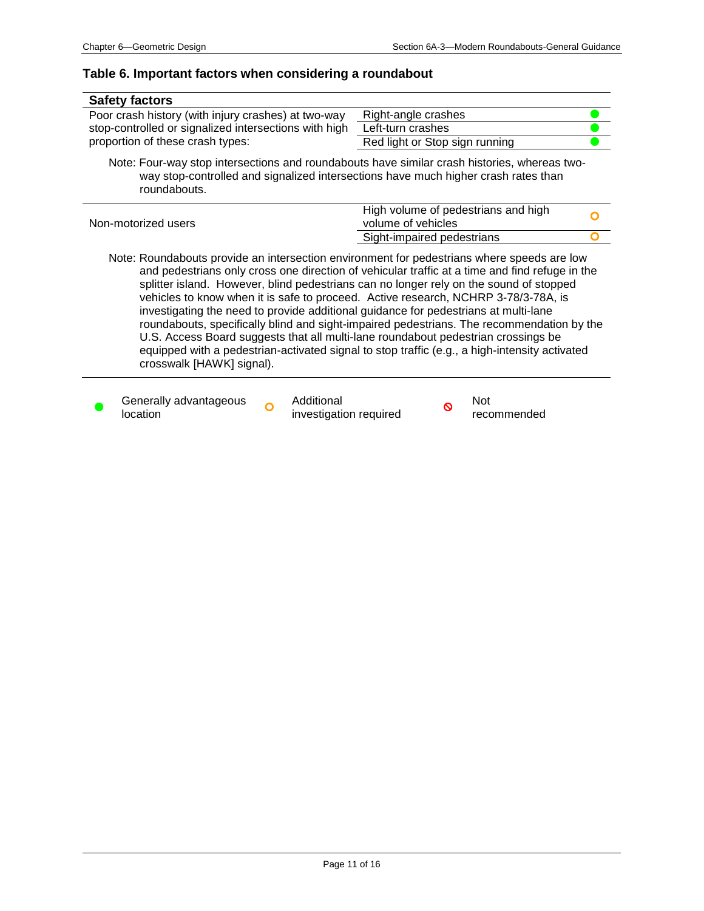### Table 6. Important factors when considering a roundabout

| Safety factors | | |
|---|---|---|
| Poor crash history (with injury crashes) at two-way stop-controlled or signalized intersections with high proportion of these crash types: | Right-angle crashes | ● |
| | Left-turn crashes | ● |
| | Red light or Stop sign running | ● |

Note: Four-way stop intersections and roundabouts have similar crash histories, whereas two-way stop-controlled and signalized intersections have much higher crash rates than roundabouts.

| | | |
|---|---|---|
| Non-motorized users | High volume of pedestrians and high volume of vehicles | ○ |
| | Sight-impaired pedestrians | ○ |

Note: Roundabouts provide an intersection environment for pedestrians where speeds are low and pedestrians only cross one direction of vehicular traffic at a time and find refuge in the splitter island. However, blind pedestrians can no longer rely on the sound of stopped vehicles to know when it is safe to proceed. Active research, NCHRP 3-78/3-78A, is investigating the need to provide additional guidance for pedestrians at multi-lane roundabouts, specifically blind and sight-impaired pedestrians. The recommendation by the U.S. Access Board suggests that all multi-lane roundabout pedestrian crossings be equipped with a pedestrian-activated signal to stop traffic (e.g., a high-intensity activated crosswalk [HAWK] signal).

● Generally advantageous location ○ Additional investigation required ⊘ Not recommended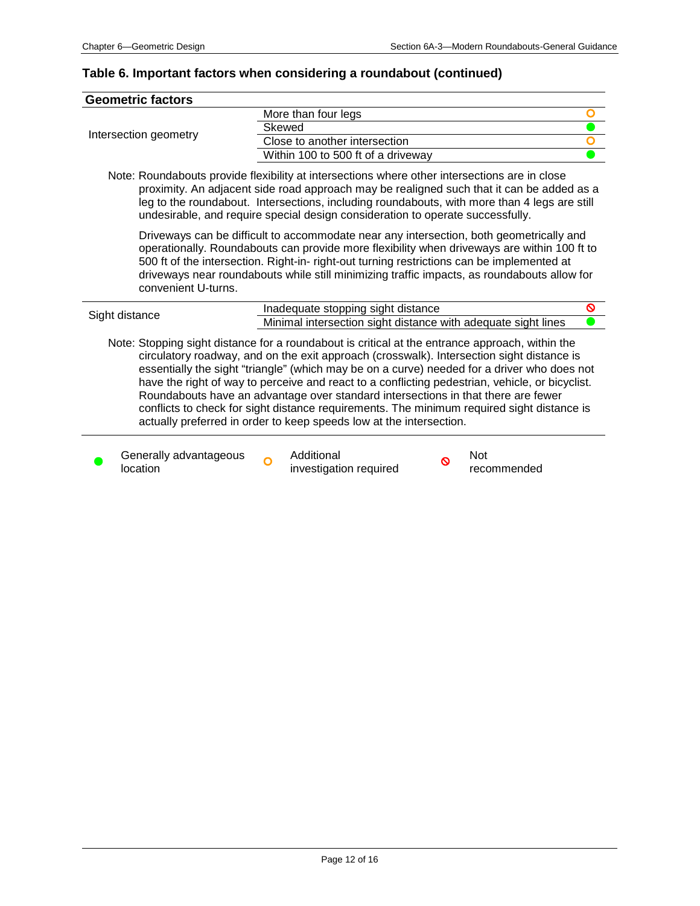### Table 6. Important factors when considering a roundabout (continued)

| Geometric factors | | |
|---|---|---|
| Intersection geometry | More than four legs | Additional investigation required |
| | Skewed | Generally advantageous location |
| | Close to another intersection | Additional investigation required |
| | Within 100 to 500 ft of a driveway | Generally advantageous location |

Note: Roundabouts provide flexibility at intersections where other intersections are in close proximity. An adjacent side road approach may be realigned such that it can be added as a leg to the roundabout. Intersections, including roundabouts, with more than 4 legs are still undesirable, and require special design consideration to operate successfully.

Driveways can be difficult to accommodate near any intersection, both geometrically and operationally. Roundabouts can provide more flexibility when driveways are within 100 ft to 500 ft of the intersection. Right-in- right-out turning restrictions can be implemented at driveways near roundabouts while still minimizing traffic impacts, as roundabouts allow for convenient U-turns.

| Geometric factors | | |
|---|---|---|
| Sight distance | Inadequate stopping sight distance | Not recommended |
| | Minimal intersection sight distance with adequate sight lines | Generally advantageous location |

Note: Stopping sight distance for a roundabout is critical at the entrance approach, within the circulatory roadway, and on the exit approach (crosswalk). Intersection sight distance is essentially the sight "triangle" (which may be on a curve) needed for a driver who does not have the right of way to perceive and react to a conflicting pedestrian, vehicle, or bicyclist. Roundabouts have an advantage over standard intersections in that there are fewer conflicts to check for sight distance requirements. The minimum required sight distance is actually preferred in order to keep speeds low at the intersection.

Legend: Generally advantageous location; Additional investigation required; Not recommended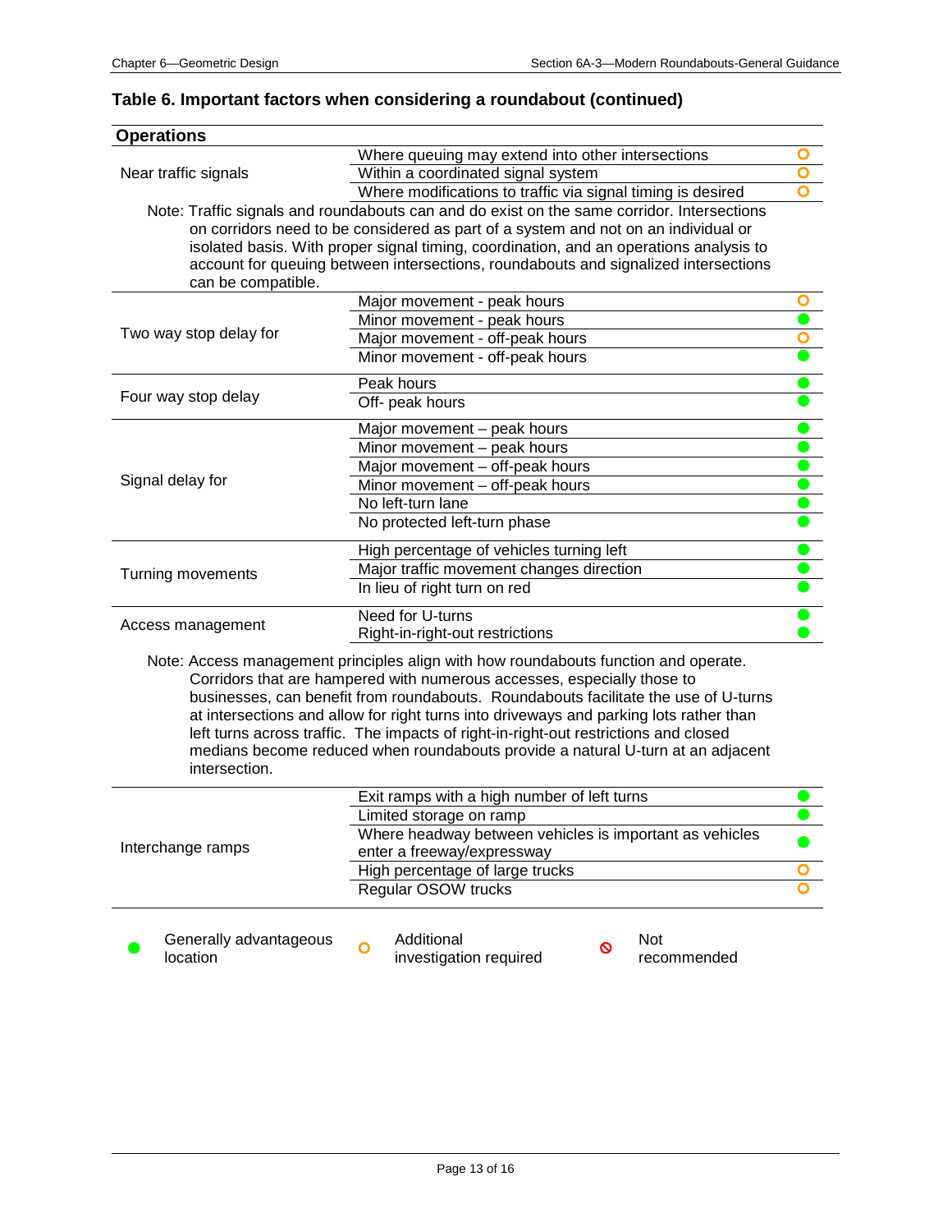## Table 6. Important factors when considering a roundabout (continued)

| Operations | | |
|---|---|---|
| Near traffic signals | Where queuing may extend into other intersections | ○ |
| | Within a coordinated signal system | ○ |
| | Where modifications to traffic via signal timing is desired | ○ |

Note: Traffic signals and roundabouts can and do exist on the same corridor. Intersections on corridors need to be considered as part of a system and not on an individual or isolated basis. With proper signal timing, coordination, and an operations analysis to account for queuing between intersections, roundabouts and signalized intersections can be compatible.

| | | |
|---|---|---|
| Two way stop delay for | Major movement - peak hours | ○ |
| | Minor movement - peak hours | ● |
| | Major movement - off-peak hours | ○ |
| | Minor movement - off-peak hours | ● |
| Four way stop delay | Peak hours | ● |
| | Off- peak hours | ● |
| Signal delay for | Major movement – peak hours | ● |
| | Minor movement – peak hours | ● |
| | Major movement – off-peak hours | ● |
| | Minor movement – off-peak hours | ● |
| | No left-turn lane | ● |
| | No protected left-turn phase | ● |
| Turning movements | High percentage of vehicles turning left | ● |
| | Major traffic movement changes direction | ● |
| | In lieu of right turn on red | ● |
| Access management | Need for U-turns | ● |
| | Right-in-right-out restrictions | ● |

Note: Access management principles align with how roundabouts function and operate. Corridors that are hampered with numerous accesses, especially those to businesses, can benefit from roundabouts. Roundabouts facilitate the use of U-turns at intersections and allow for right turns into driveways and parking lots rather than left turns across traffic. The impacts of right-in-right-out restrictions and closed medians become reduced when roundabouts provide a natural U-turn at an adjacent intersection.

| | | |
|---|---|---|
| Interchange ramps | Exit ramps with a high number of left turns | ● |
| | Limited storage on ramp | ● |
| | Where headway between vehicles is important as vehicles enter a freeway/expressway | ● |
| | High percentage of large trucks | ○ |
| | Regular OSOW trucks | ○ |

● Generally advantageous location ○ Additional investigation required ⦸ Not recommended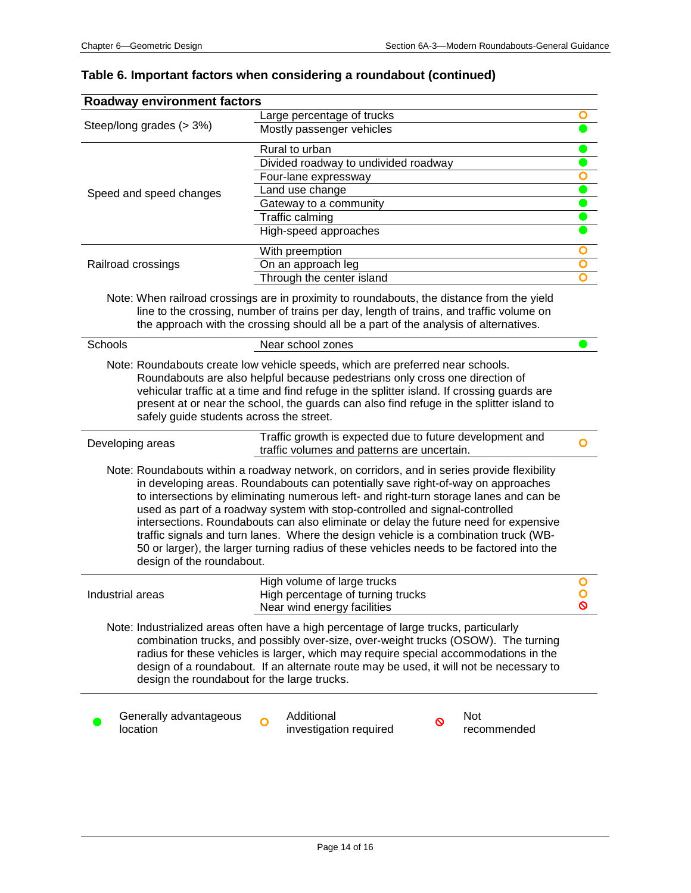## Table 6. Important factors when considering a roundabout (continued)

| Roadway environment factors | | |
|---|---|---|
| Steep/long grades (> 3%) | Large percentage of trucks | ○ |
| | Mostly passenger vehicles | ● |
| Speed and speed changes | Rural to urban | ● |
| | Divided roadway to undivided roadway | ● |
| | Four-lane expressway | ○ |
| | Land use change | ● |
| | Gateway to a community | ● |
| | Traffic calming | ● |
| | High-speed approaches | ● |
| Railroad crossings | With preemption | ○ |
| | On an approach leg | ○ |
| | Through the center island | ○ |

Note: When railroad crossings are in proximity to roundabouts, the distance from the yield line to the crossing, number of trains per day, length of trains, and traffic volume on the approach with the crossing should all be a part of the analysis of alternatives.

| | | |
|---|---|---|
| Schools | Near school zones | ● |

Note: Roundabouts create low vehicle speeds, which are preferred near schools. Roundabouts are also helpful because pedestrians only cross one direction of vehicular traffic at a time and find refuge in the splitter island. If crossing guards are present at or near the school, the guards can also find refuge in the splitter island to safely guide students across the street.

| | | |
|---|---|---|
| Developing areas | Traffic growth is expected due to future development and traffic volumes and patterns are uncertain. | ○ |

Note: Roundabouts within a roadway network, on corridors, and in series provide flexibility in developing areas. Roundabouts can potentially save right-of-way on approaches to intersections by eliminating numerous left- and right-turn storage lanes and can be used as part of a roadway system with stop-controlled and signal-controlled intersections. Roundabouts can also eliminate or delay the future need for expensive traffic signals and turn lanes. Where the design vehicle is a combination truck (WB-50 or larger), the larger turning radius of these vehicles needs to be factored into the design of the roundabout.

| | | |
|---|---|---|
| Industrial areas | High volume of large trucks | ○ |
| | High percentage of turning trucks | ○ |
| | Near wind energy facilities | ⊘ |

Note: Industrialized areas often have a high percentage of large trucks, particularly combination trucks, and possibly over-size, over-weight trucks (OSOW). The turning radius for these vehicles is larger, which may require special accommodations in the design of a roundabout. If an alternate route may be used, it will not be necessary to design the roundabout for the large trucks.

● Generally advantageous location ○ Additional investigation required ⊘ Not recommended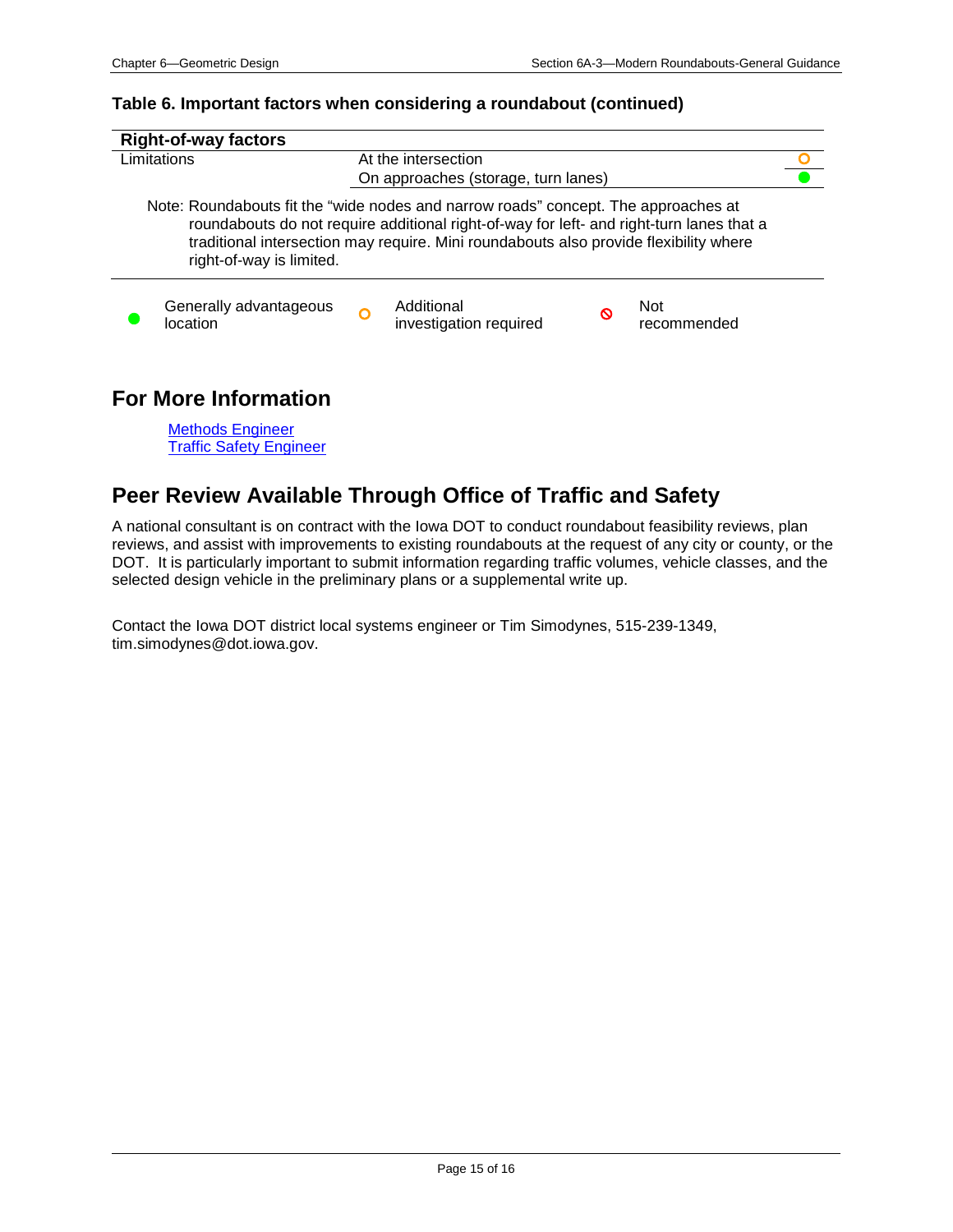**Table 6. Important factors when considering a roundabout (continued)**

| Right-of-way factors | | |
|---|---|---|
| Limitations | At the intersection | ○ (Additional investigation required) |
| | On approaches (storage, turn lanes) | ● (Generally advantageous location) |

Note: Roundabouts fit the "wide nodes and narrow roads" concept. The approaches at roundabouts do not require additional right-of-way for left- and right-turn lanes that a traditional intersection may require. Mini roundabouts also provide flexibility where right-of-way is limited.

● Generally advantageous location ○ Additional investigation required ⊘ Not recommended

## For More Information

Methods Engineer
Traffic Safety Engineer

## Peer Review Available Through Office of Traffic and Safety

A national consultant is on contract with the Iowa DOT to conduct roundabout feasibility reviews, plan reviews, and assist with improvements to existing roundabouts at the request of any city or county, or the DOT. It is particularly important to submit information regarding traffic volumes, vehicle classes, and the selected design vehicle in the preliminary plans or a supplemental write up.

Contact the Iowa DOT district local systems engineer or Tim Simodynes, 515-239-1349, tim.simodynes@dot.iowa.gov.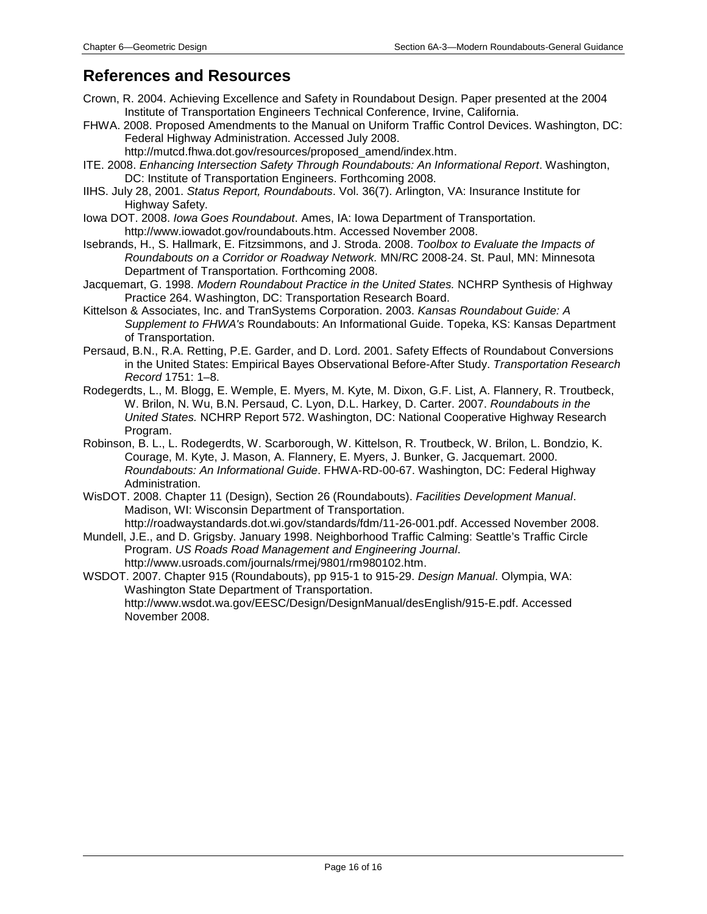## References and Resources

Crown, R. 2004. Achieving Excellence and Safety in Roundabout Design. Paper presented at the 2004 Institute of Transportation Engineers Technical Conference, Irvine, California.

FHWA. 2008. Proposed Amendments to the Manual on Uniform Traffic Control Devices. Washington, DC: Federal Highway Administration. Accessed July 2008. http://mutcd.fhwa.dot.gov/resources/proposed_amend/index.htm.

ITE. 2008. *Enhancing Intersection Safety Through Roundabouts: An Informational Report*. Washington, DC: Institute of Transportation Engineers. Forthcoming 2008.

IIHS. July 28, 2001. *Status Report, Roundabouts*. Vol. 36(7). Arlington, VA: Insurance Institute for Highway Safety.

Iowa DOT. 2008. *Iowa Goes Roundabout*. Ames, IA: Iowa Department of Transportation. http://www.iowadot.gov/roundabouts.htm. Accessed November 2008.

Isebrands, H., S. Hallmark, E. Fitzsimmons, and J. Stroda. 2008. *Toolbox to Evaluate the Impacts of Roundabouts on a Corridor or Roadway Network.* MN/RC 2008-24. St. Paul, MN: Minnesota Department of Transportation. Forthcoming 2008.

Jacquemart, G. 1998. *Modern Roundabout Practice in the United States.* NCHRP Synthesis of Highway Practice 264. Washington, DC: Transportation Research Board.

Kittelson & Associates, Inc. and TranSystems Corporation. 2003. *Kansas Roundabout Guide: A Supplement to FHWA's* Roundabouts: An Informational Guide. Topeka, KS: Kansas Department of Transportation.

Persaud, B.N., R.A. Retting, P.E. Garder, and D. Lord. 2001. Safety Effects of Roundabout Conversions in the United States: Empirical Bayes Observational Before-After Study. *Transportation Research Record* 1751: 1–8.

Rodegerdts, L., M. Blogg, E. Wemple, E. Myers, M. Kyte, M. Dixon, G.F. List, A. Flannery, R. Troutbeck, W. Brilon, N. Wu, B.N. Persaud, C. Lyon, D.L. Harkey, D. Carter. 2007. *Roundabouts in the United States.* NCHRP Report 572. Washington, DC: National Cooperative Highway Research Program.

Robinson, B. L., L. Rodegerdts, W. Scarborough, W. Kittelson, R. Troutbeck, W. Brilon, L. Bondzio, K. Courage, M. Kyte, J. Mason, A. Flannery, E. Myers, J. Bunker, G. Jacquemart. 2000. *Roundabouts: An Informational Guide*. FHWA-RD-00-67. Washington, DC: Federal Highway Administration.

WisDOT. 2008. Chapter 11 (Design), Section 26 (Roundabouts). *Facilities Development Manual*. Madison, WI: Wisconsin Department of Transportation. http://roadwaystandards.dot.wi.gov/standards/fdm/11-26-001.pdf. Accessed November 2008.

Mundell, J.E., and D. Grigsby. January 1998. Neighborhood Traffic Calming: Seattle's Traffic Circle Program. *US Roads Road Management and Engineering Journal*. http://www.usroads.com/journals/rmej/9801/rm980102.htm.

WSDOT. 2007. Chapter 915 (Roundabouts), pp 915-1 to 915-29. *Design Manual*. Olympia, WA: Washington State Department of Transportation. http://www.wsdot.wa.gov/EESC/Design/DesignManual/desEnglish/915-E.pdf. Accessed November 2008.